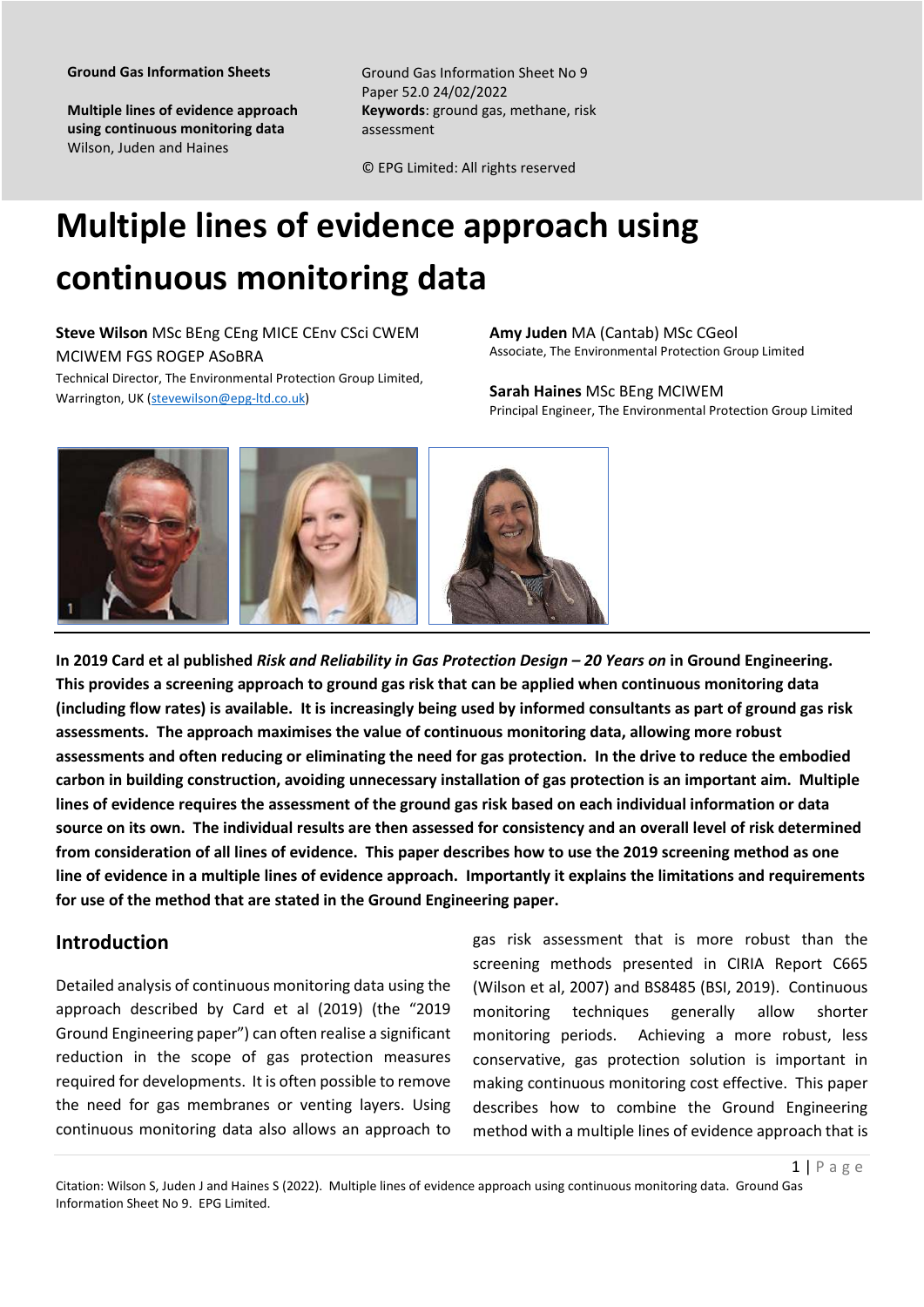**Ground Gas Information Sheets**

**Multiple lines of evidence approach using continuous monitoring data**
Wilson, Juden and Haines

Ground Gas Information Sheet No 9
Paper 52.0 24/02/2022
**Keywords**: ground gas, methane, risk assessment

© EPG Limited: All rights reserved

# Multiple lines of evidence approach using continuous monitoring data

**Steve Wilson** MSc BEng CEng MICE CEnv CSci CWEM MCIWEM FGS ROGEP ASoBRA
Technical Director, The Environmental Protection Group Limited, Warrington, UK (stevewilson@epg-ltd.co.uk)

**Amy Juden** MA (Cantab) MSc CGeol
Associate, The Environmental Protection Group Limited

**Sarah Haines** MSc BEng MCIWEM
Principal Engineer, The Environmental Protection Group Limited

**In 2019 Card et al published *Risk and Reliability in Gas Protection Design – 20 Years on* in Ground Engineering. This provides a screening approach to ground gas risk that can be applied when continuous monitoring data (including flow rates) is available. It is increasingly being used by informed consultants as part of ground gas risk assessments. The approach maximises the value of continuous monitoring data, allowing more robust assessments and often reducing or eliminating the need for gas protection. In the drive to reduce the embodied carbon in building construction, avoiding unnecessary installation of gas protection is an important aim. Multiple lines of evidence requires the assessment of the ground gas risk based on each individual information or data source on its own. The individual results are then assessed for consistency and an overall level of risk determined from consideration of all lines of evidence. This paper describes how to use the 2019 screening method as one line of evidence in a multiple lines of evidence approach. Importantly it explains the limitations and requirements for use of the method that are stated in the Ground Engineering paper.**

## Introduction

Detailed analysis of continuous monitoring data using the approach described by Card et al (2019) (the "2019 Ground Engineering paper") can often realise a significant reduction in the scope of gas protection measures required for developments. It is often possible to remove the need for gas membranes or venting layers. Using continuous monitoring data also allows an approach to gas risk assessment that is more robust than the screening methods presented in CIRIA Report C665 (Wilson et al, 2007) and BS8485 (BSI, 2019). Continuous monitoring techniques generally allow shorter monitoring periods. Achieving a more robust, less conservative, gas protection solution is important in making continuous monitoring cost effective. This paper describes how to combine the Ground Engineering method with a multiple lines of evidence approach that is

Citation: Wilson S, Juden J and Haines S (2022). Multiple lines of evidence approach using continuous monitoring data. Ground Gas Information Sheet No 9. EPG Limited.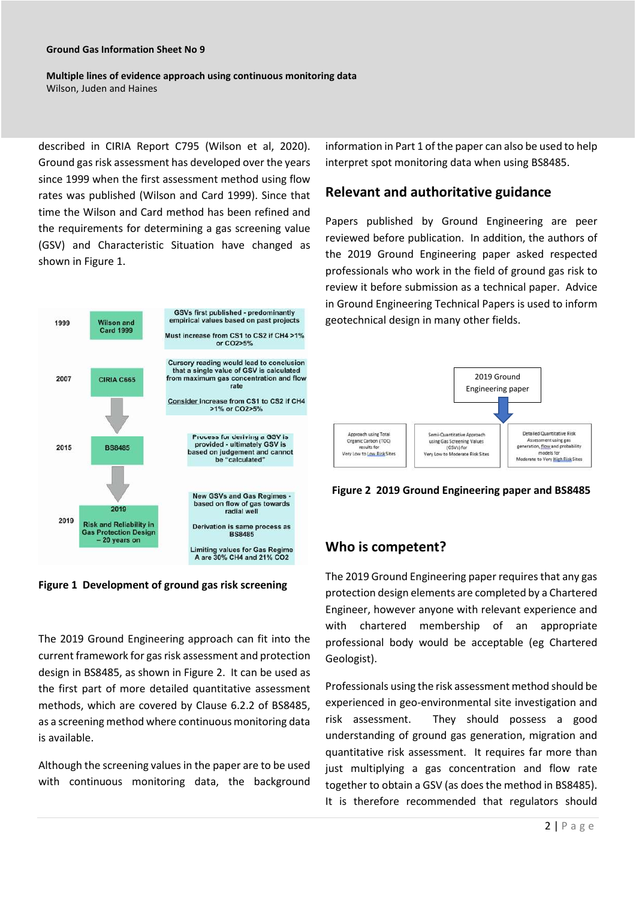described in CIRIA Report C795 (Wilson et al, 2020). Ground gas risk assessment has developed over the years since 1999 when the first assessment method using flow rates was published (Wilson and Card 1999). Since that time the Wilson and Card method has been refined and the requirements for determining a gas screening value (GSV) and Characteristic Situation have changed as shown in Figure 1.

| Year | Document | Notes |
|---|---|---|
| 1999 | Wilson and Card 1999 | GSVs first published - predominantly empirical values based on past projects<br><br>Must increase from CS1 to CS2 if $CH_4$ >1% or $CO_2$>5% |
| 2007 | CIRIA C665 | Cursory reading would lead to conclusion that a single value of GSV is calculated from maximum gas concentration and flow rate<br><br>Consider Increase from CS1 to CS2 if $CH_4$ >1% or $CO_2$>5% |
| 2015 | BS8485 | Process for deriving a GSV is provided - ultimately GSV is based on judgement and cannot be "calculated" |
| 2019 | 2019 Risk and Reliability in Gas Protection Design – 20 years on | New GSVs and Gas Regimes - based on flow of gas towards radial well<br><br>Derivation is same process as BS8485<br><br>Limiting values for Gas Regime A are 30% $CH_4$ and 21% $CO_2$ |

**Figure 1 Development of ground gas risk screening**

The 2019 Ground Engineering approach can fit into the current framework for gas risk assessment and protection design in BS8485, as shown in Figure 2. It can be used as the first part of more detailed quantitative assessment methods, which are covered by Clause 6.2.2 of BS8485, as a screening method where continuous monitoring data is available.

Although the screening values in the paper are to be used with continuous monitoring data, the background information in Part 1 of the paper can also be used to help interpret spot monitoring data when using BS8485.

## Relevant and authoritative guidance

Papers published by Ground Engineering are peer reviewed before publication. In addition, the authors of the 2019 Ground Engineering paper asked respected professionals who work in the field of ground gas risk to review it before submission as a technical paper. Advice in Ground Engineering Technical Papers is used to inform geotechnical design in many other fields.

2019 Ground Engineering paper

| Approach using Total Organic Carbon (TOC) results for Very Low to Low Risk Sites | Semi-Quantitative Approach using Gas Screening Values (GSVs) for Very Low to Moderate Risk Sites | Detailed Quantitative Risk Assessment using gas generation, flow and probability models for Moderate to Very High Risk Sites |
|---|---|---|

**Figure 2 2019 Ground Engineering paper and BS8485**

## Who is competent?

The 2019 Ground Engineering paper requires that any gas protection design elements are completed by a Chartered Engineer, however anyone with relevant experience and with chartered membership of an appropriate professional body would be acceptable (eg Chartered Geologist).

Professionals using the risk assessment method should be experienced in geo-environmental site investigation and risk assessment. They should possess a good understanding of ground gas generation, migration and quantitative risk assessment. It requires far more than just multiplying a gas concentration and flow rate together to obtain a GSV (as does the method in BS8485). It is therefore recommended that regulators should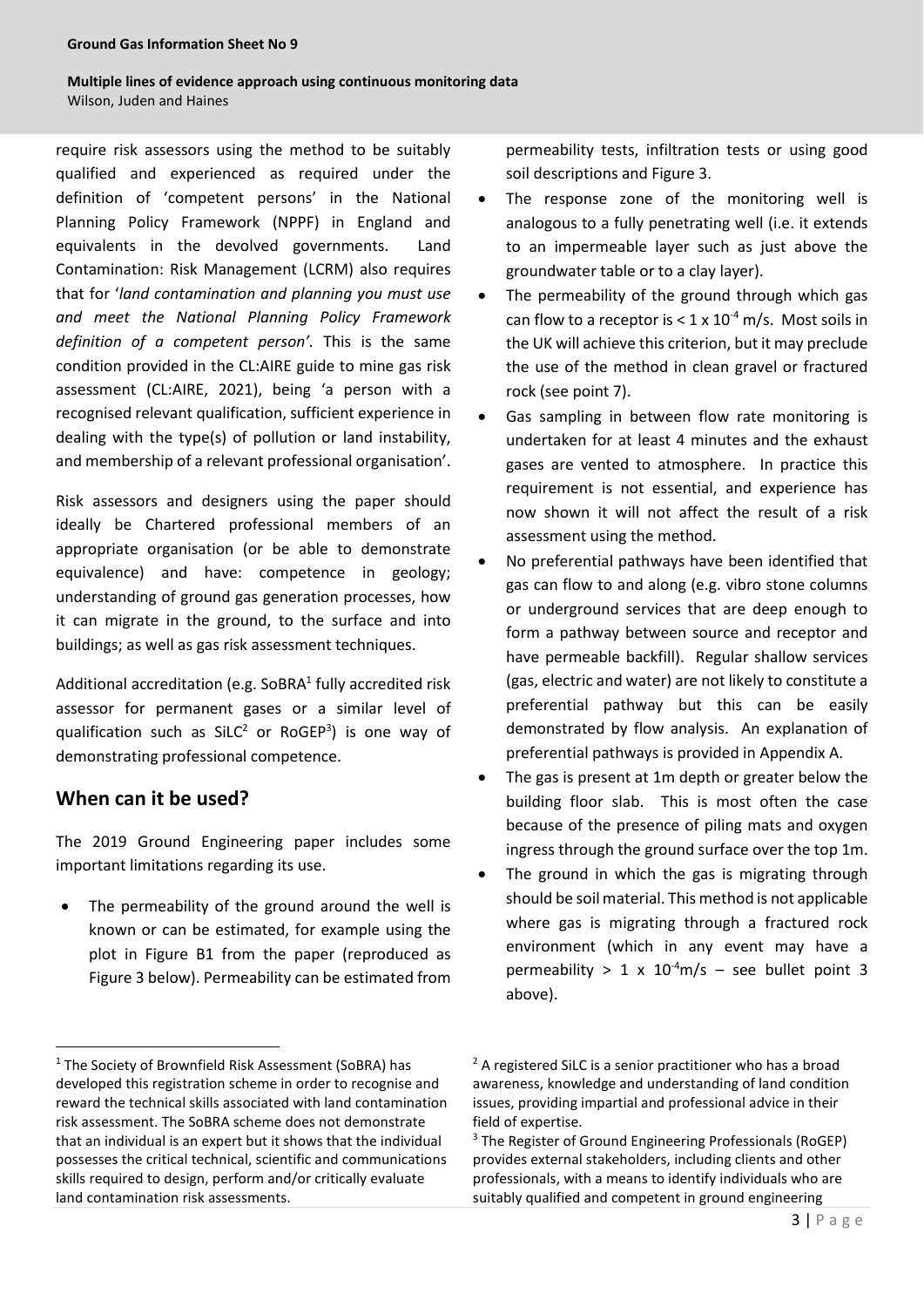require risk assessors using the method to be suitably qualified and experienced as required under the definition of 'competent persons' in the National Planning Policy Framework (NPPF) in England and equivalents in the devolved governments. Land Contamination: Risk Management (LCRM) also requires that for '*land contamination and planning you must use and meet the National Planning Policy Framework definition of a competent person'*. This is the same condition provided in the CL:AIRE guide to mine gas risk assessment (CL:AIRE, 2021), being 'a person with a recognised relevant qualification, sufficient experience in dealing with the type(s) of pollution or land instability, and membership of a relevant professional organisation'.

Risk assessors and designers using the paper should ideally be Chartered professional members of an appropriate organisation (or be able to demonstrate equivalence) and have: competence in geology; understanding of ground gas generation processes, how it can migrate in the ground, to the surface and into buildings; as well as gas risk assessment techniques.

Additional accreditation (e.g. SoBRA[1] fully accredited risk assessor for permanent gases or a similar level of qualification such as SiLC[2] or RoGEP[3]) is one way of demonstrating professional competence.

## When can it be used?

The 2019 Ground Engineering paper includes some important limitations regarding its use.

- The permeability of the ground around the well is known or can be estimated, for example using the plot in Figure B1 from the paper (reproduced as Figure 3 below). Permeability can be estimated from permeability tests, infiltration tests or using good soil descriptions and Figure 3.
- The response zone of the monitoring well is analogous to a fully penetrating well (i.e. it extends to an impermeable layer such as just above the groundwater table or to a clay layer).
- The permeability of the ground through which gas can flow to a receptor is $< 1 \times 10^{-4}$ m/s. Most soils in the UK will achieve this criterion, but it may preclude the use of the method in clean gravel or fractured rock (see point 7).
- Gas sampling in between flow rate monitoring is undertaken for at least 4 minutes and the exhaust gases are vented to atmosphere. In practice this requirement is not essential, and experience has now shown it will not affect the result of a risk assessment using the method.
- No preferential pathways have been identified that gas can flow to and along (e.g. vibro stone columns or underground services that are deep enough to form a pathway between source and receptor and have permeable backfill). Regular shallow services (gas, electric and water) are not likely to constitute a preferential pathway but this can be easily demonstrated by flow analysis. An explanation of preferential pathways is provided in Appendix A.
- The gas is present at 1m depth or greater below the building floor slab. This is most often the case because of the presence of piling mats and oxygen ingress through the ground surface over the top 1m.
- The ground in which the gas is migrating through should be soil material. This method is not applicable where gas is migrating through a fractured rock environment (which in any event may have a permeability $> 1 \times 10^{-4}$m/s – see bullet point 3 above).

[1] The Society of Brownfield Risk Assessment (SoBRA) has developed this registration scheme in order to recognise and reward the technical skills associated with land contamination risk assessment. The SoBRA scheme does not demonstrate that an individual is an expert but it shows that the individual possesses the critical technical, scientific and communications skills required to design, perform and/or critically evaluate land contamination risk assessments.

[2] A registered SiLC is a senior practitioner who has a broad awareness, knowledge and understanding of land condition issues, providing impartial and professional advice in their field of expertise.

[3] The Register of Ground Engineering Professionals (RoGEP) provides external stakeholders, including clients and other professionals, with a means to identify individuals who are suitably qualified and competent in ground engineering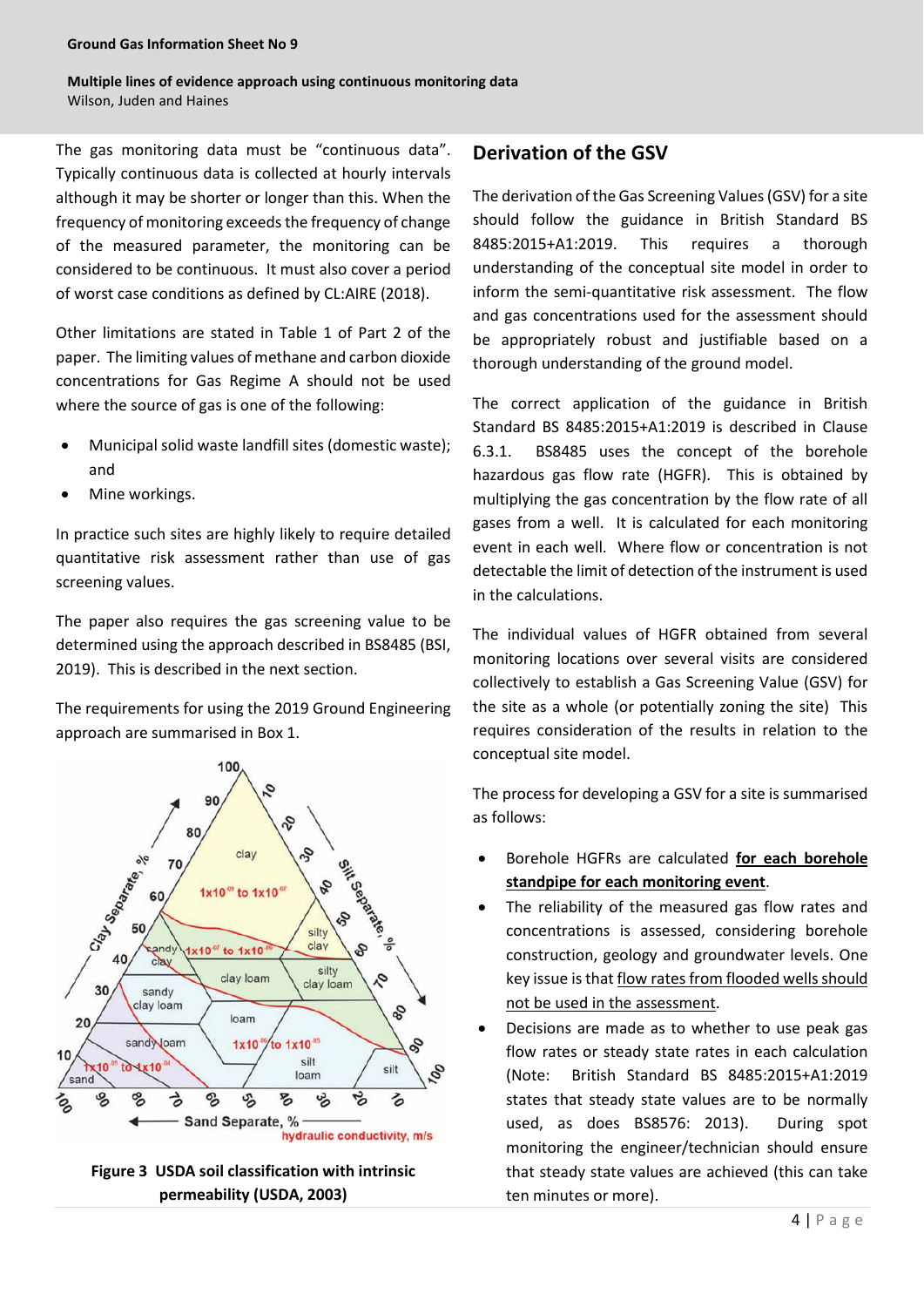The gas monitoring data must be "continuous data". Typically continuous data is collected at hourly intervals although it may be shorter or longer than this. When the frequency of monitoring exceeds the frequency of change of the measured parameter, the monitoring can be considered to be continuous. It must also cover a period of worst case conditions as defined by CL:AIRE (2018).

Other limitations are stated in Table 1 of Part 2 of the paper. The limiting values of methane and carbon dioxide concentrations for Gas Regime A should not be used where the source of gas is one of the following:

- Municipal solid waste landfill sites (domestic waste); and
- Mine workings.

In practice such sites are highly likely to require detailed quantitative risk assessment rather than use of gas screening values.

The paper also requires the gas screening value to be determined using the approach described in BS8485 (BSI, 2019). This is described in the next section.

The requirements for using the 2019 Ground Engineering approach are summarised in Box 1.

**Figure 3 USDA soil classification with intrinsic permeability (USDA, 2003)**

## Derivation of the GSV

The derivation of the Gas Screening Values (GSV) for a site should follow the guidance in British Standard BS 8485:2015+A1:2019. This requires a thorough understanding of the conceptual site model in order to inform the semi-quantitative risk assessment. The flow and gas concentrations used for the assessment should be appropriately robust and justifiable based on a thorough understanding of the ground model.

The correct application of the guidance in British Standard BS 8485:2015+A1:2019 is described in Clause 6.3.1. BS8485 uses the concept of the borehole hazardous gas flow rate (HGFR). This is obtained by multiplying the gas concentration by the flow rate of all gases from a well. It is calculated for each monitoring event in each well. Where flow or concentration is not detectable the limit of detection of the instrument is used in the calculations.

The individual values of HGFR obtained from several monitoring locations over several visits are considered collectively to establish a Gas Screening Value (GSV) for the site as a whole (or potentially zoning the site) This requires consideration of the results in relation to the conceptual site model.

The process for developing a GSV for a site is summarised as follows:

- Borehole HGFRs are calculated **for each borehole standpipe for each monitoring event**.
- The reliability of the measured gas flow rates and concentrations is assessed, considering borehole construction, geology and groundwater levels. One key issue is that flow rates from flooded wells should not be used in the assessment.
- Decisions are made as to whether to use peak gas flow rates or steady state rates in each calculation (Note: British Standard BS 8485:2015+A1:2019 states that steady state values are to be normally used, as does BS8576: 2013). During spot monitoring the engineer/technician should ensure that steady state values are achieved (this can take ten minutes or more).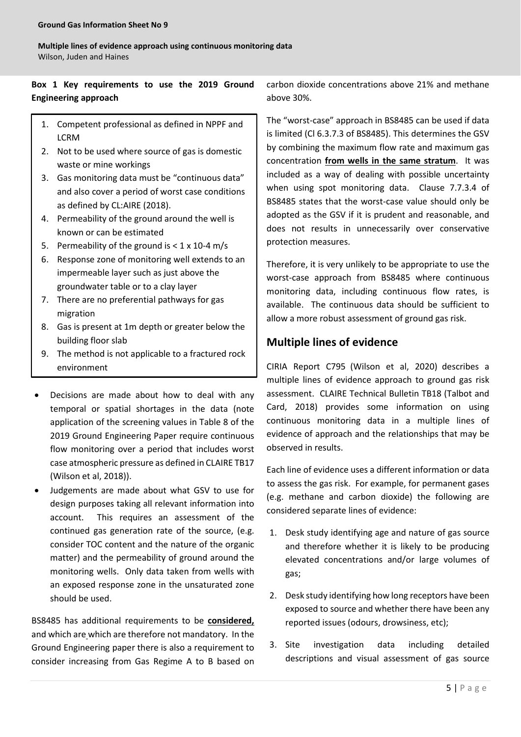**Box 1 Key requirements to use the 2019 Ground Engineering approach**

1. Competent professional as defined in NPPF and LCRM
2. Not to be used where source of gas is domestic waste or mine workings
3. Gas monitoring data must be "continuous data" and also cover a period of worst case conditions as defined by CL:AIRE (2018).
4. Permeability of the ground around the well is known or can be estimated
5. Permeability of the ground is < 1 x 10-4 m/s
6. Response zone of monitoring well extends to an impermeable layer such as just above the groundwater table or to a clay layer
7. There are no preferential pathways for gas migration
8. Gas is present at 1m depth or greater below the building floor slab
9. The method is not applicable to a fractured rock environment

- Decisions are made about how to deal with any temporal or spatial shortages in the data (note application of the screening values in Table 8 of the 2019 Ground Engineering Paper require continuous flow monitoring over a period that includes worst case atmospheric pressure as defined in CLAIRE TB17 (Wilson et al, 2018)).
- Judgements are made about what GSV to use for design purposes taking all relevant information into account. This requires an assessment of the continued gas generation rate of the source, (e.g. consider TOC content and the nature of the organic matter) and the permeability of ground around the monitoring wells. Only data taken from wells with an exposed response zone in the unsaturated zone should be used.

BS8485 has additional requirements to be **considered,** and which are which are therefore not mandatory. In the Ground Engineering paper there is also a requirement to consider increasing from Gas Regime A to B based on carbon dioxide concentrations above 21% and methane above 30%.

The "worst-case" approach in BS8485 can be used if data is limited (Cl 6.3.7.3 of BS8485). This determines the GSV by combining the maximum flow rate and maximum gas concentration **from wells in the same stratum**. It was included as a way of dealing with possible uncertainty when using spot monitoring data. Clause 7.7.3.4 of BS8485 states that the worst-case value should only be adopted as the GSV if it is prudent and reasonable, and does not results in unnecessarily over conservative protection measures.

Therefore, it is very unlikely to be appropriate to use the worst-case approach from BS8485 where continuous monitoring data, including continuous flow rates, is available. The continuous data should be sufficient to allow a more robust assessment of ground gas risk.

## Multiple lines of evidence

CIRIA Report C795 (Wilson et al, 2020) describes a multiple lines of evidence approach to ground gas risk assessment. CLAIRE Technical Bulletin TB18 (Talbot and Card, 2018) provides some information on using continuous monitoring data in a multiple lines of evidence of approach and the relationships that may be observed in results.

Each line of evidence uses a different information or data to assess the gas risk. For example, for permanent gases (e.g. methane and carbon dioxide) the following are considered separate lines of evidence:

1. Desk study identifying age and nature of gas source and therefore whether it is likely to be producing elevated concentrations and/or large volumes of gas;
2. Desk study identifying how long receptors have been exposed to source and whether there have been any reported issues (odours, drowsiness, etc);
3. Site investigation data including detailed descriptions and visual assessment of gas source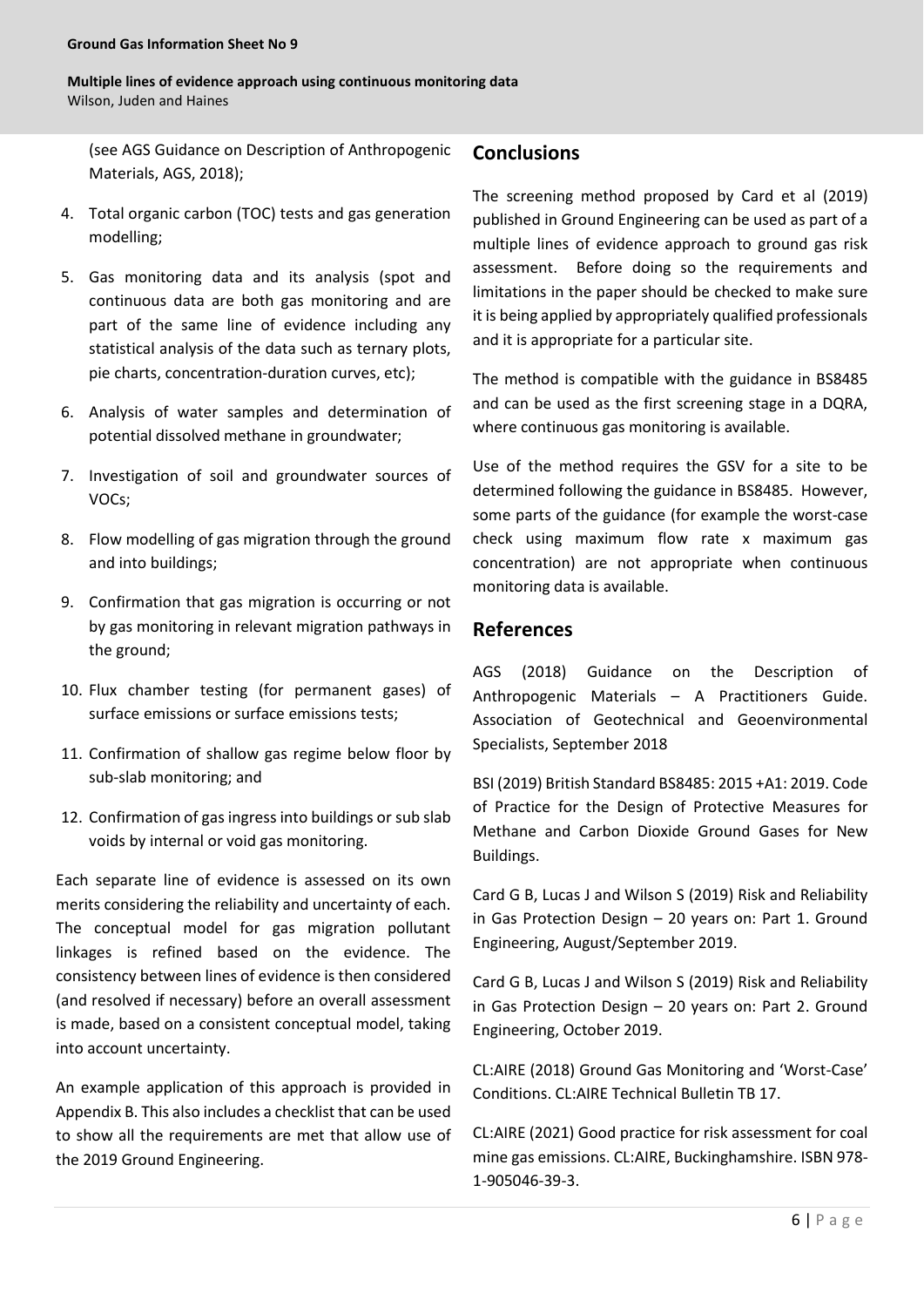(see AGS Guidance on Description of Anthropogenic Materials, AGS, 2018);

4. Total organic carbon (TOC) tests and gas generation modelling;
5. Gas monitoring data and its analysis (spot and continuous data are both gas monitoring and are part of the same line of evidence including any statistical analysis of the data such as ternary plots, pie charts, concentration-duration curves, etc);
6. Analysis of water samples and determination of potential dissolved methane in groundwater;
7. Investigation of soil and groundwater sources of VOCs;
8. Flow modelling of gas migration through the ground and into buildings;
9. Confirmation that gas migration is occurring or not by gas monitoring in relevant migration pathways in the ground;
10. Flux chamber testing (for permanent gases) of surface emissions or surface emissions tests;
11. Confirmation of shallow gas regime below floor by sub-slab monitoring; and
12. Confirmation of gas ingress into buildings or sub slab voids by internal or void gas monitoring.

Each separate line of evidence is assessed on its own merits considering the reliability and uncertainty of each. The conceptual model for gas migration pollutant linkages is refined based on the evidence. The consistency between lines of evidence is then considered (and resolved if necessary) before an overall assessment is made, based on a consistent conceptual model, taking into account uncertainty.

An example application of this approach is provided in Appendix B. This also includes a checklist that can be used to show all the requirements are met that allow use of the 2019 Ground Engineering.

## Conclusions

The screening method proposed by Card et al (2019) published in Ground Engineering can be used as part of a multiple lines of evidence approach to ground gas risk assessment. Before doing so the requirements and limitations in the paper should be checked to make sure it is being applied by appropriately qualified professionals and it is appropriate for a particular site.

The method is compatible with the guidance in BS8485 and can be used as the first screening stage in a DQRA, where continuous gas monitoring is available.

Use of the method requires the GSV for a site to be determined following the guidance in BS8485. However, some parts of the guidance (for example the worst-case check using maximum flow rate x maximum gas concentration) are not appropriate when continuous monitoring data is available.

## References

AGS (2018) Guidance on the Description of Anthropogenic Materials – A Practitioners Guide. Association of Geotechnical and Geoenvironmental Specialists, September 2018

BSI (2019) British Standard BS8485: 2015 +A1: 2019. Code of Practice for the Design of Protective Measures for Methane and Carbon Dioxide Ground Gases for New Buildings.

Card G B, Lucas J and Wilson S (2019) Risk and Reliability in Gas Protection Design – 20 years on: Part 1. Ground Engineering, August/September 2019.

Card G B, Lucas J and Wilson S (2019) Risk and Reliability in Gas Protection Design – 20 years on: Part 2. Ground Engineering, October 2019.

CL:AIRE (2018) Ground Gas Monitoring and 'Worst-Case' Conditions. CL:AIRE Technical Bulletin TB 17.

CL:AIRE (2021) Good practice for risk assessment for coal mine gas emissions. CL:AIRE, Buckinghamshire. ISBN 978-1-905046-39-3.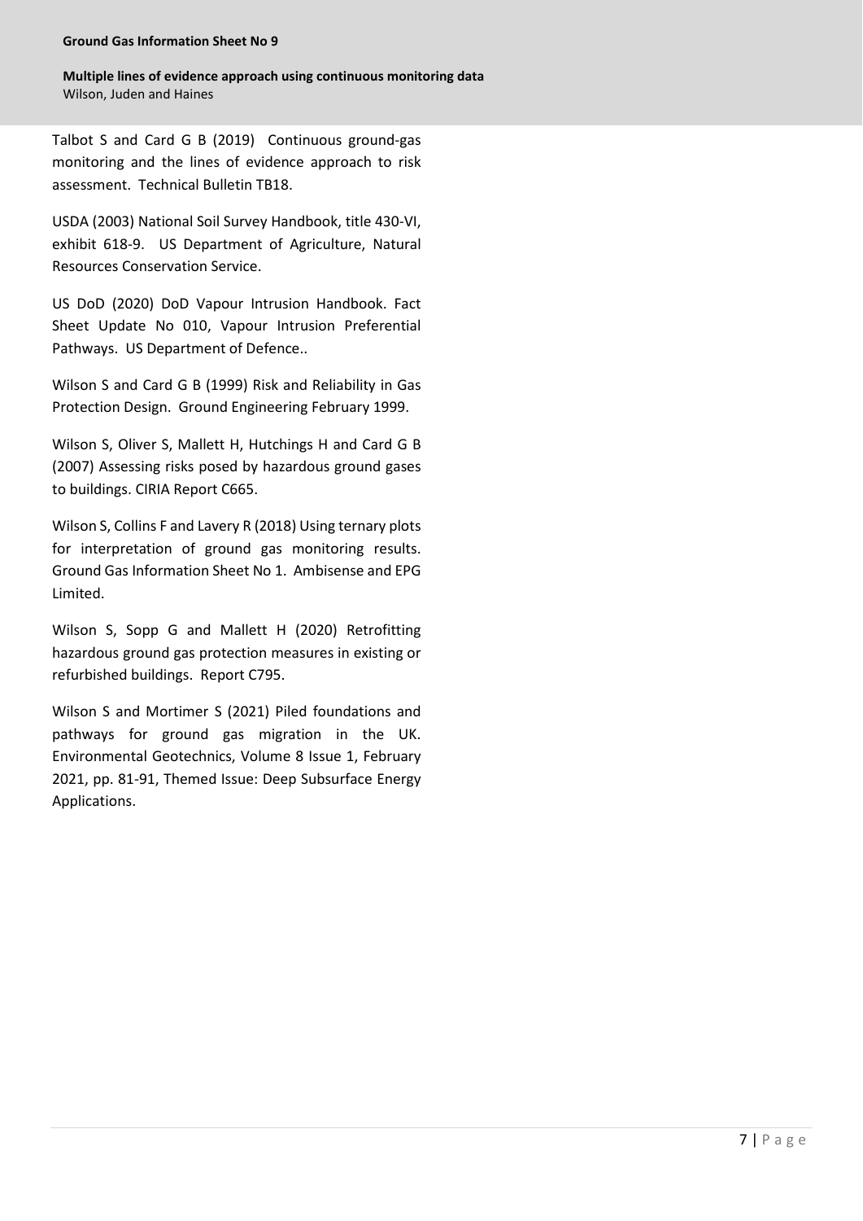Talbot S and Card G B (2019) Continuous ground-gas monitoring and the lines of evidence approach to risk assessment. Technical Bulletin TB18.

USDA (2003) National Soil Survey Handbook, title 430-VI, exhibit 618-9. US Department of Agriculture, Natural Resources Conservation Service.

US DoD (2020) DoD Vapour Intrusion Handbook. Fact Sheet Update No 010, Vapour Intrusion Preferential Pathways. US Department of Defence..

Wilson S and Card G B (1999) Risk and Reliability in Gas Protection Design. Ground Engineering February 1999.

Wilson S, Oliver S, Mallett H, Hutchings H and Card G B (2007) Assessing risks posed by hazardous ground gases to buildings. CIRIA Report C665.

Wilson S, Collins F and Lavery R (2018) Using ternary plots for interpretation of ground gas monitoring results. Ground Gas Information Sheet No 1. Ambisense and EPG Limited.

Wilson S, Sopp G and Mallett H (2020) Retrofitting hazardous ground gas protection measures in existing or refurbished buildings. Report C795.

Wilson S and Mortimer S (2021) Piled foundations and pathways for ground gas migration in the UK. Environmental Geotechnics, Volume 8 Issue 1, February 2021, pp. 81-91, Themed Issue: Deep Subsurface Energy Applications.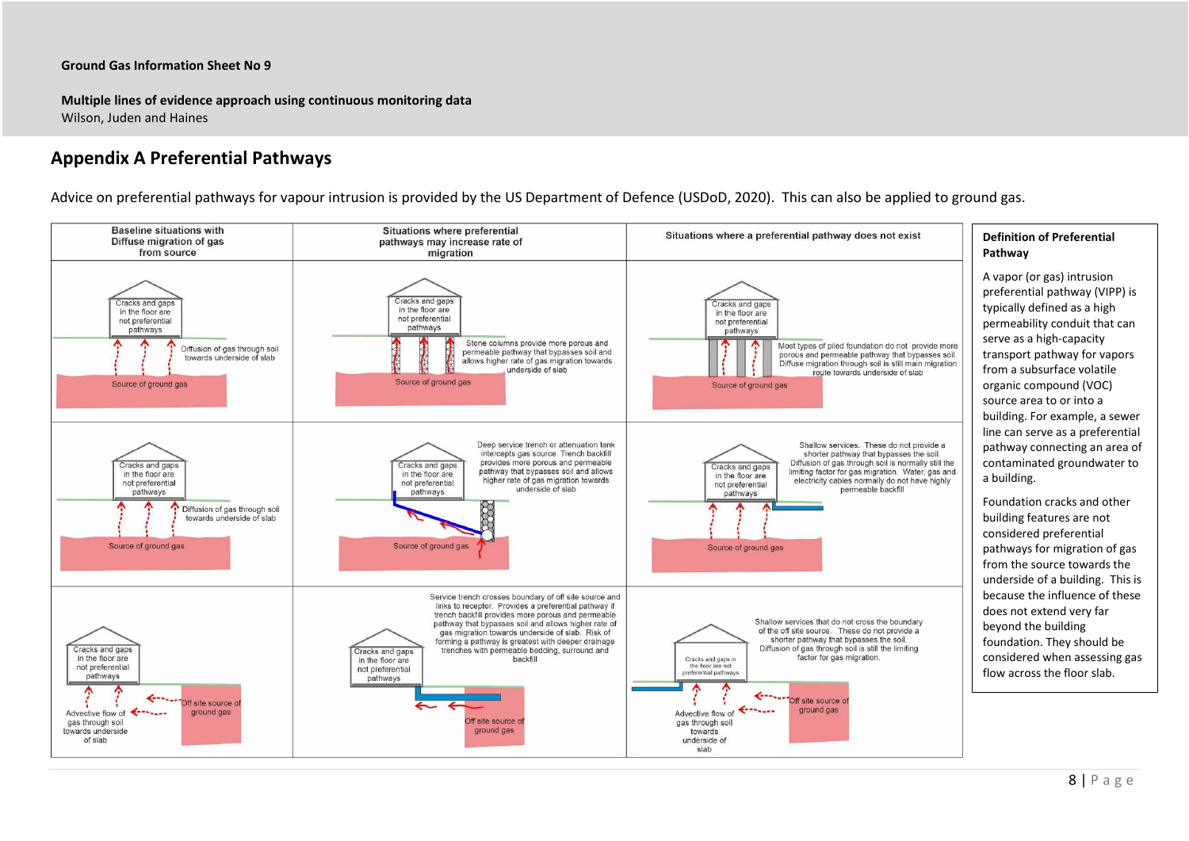## Appendix A Preferential Pathways

Advice on preferential pathways for vapour intrusion is provided by the US Department of Defence (USDoD, 2020). This can also be applied to ground gas.

| Baseline situations with Diffuse migration of gas from source | Situations where preferential pathways may increase rate of migration | Situations where a preferential pathway does not exist |
| --- | --- | --- |
| Cracks and gaps in the floor are not preferential pathways. Diffusion of gas through soil towards underside of slab. Source of ground gas | Cracks and gaps in the floor are not preferential pathways. Stone columns provide more porous and permeable pathway that bypasses soil and allows higher rate of gas migration towards underside of slab. Source of ground gas | Cracks and gaps in the floor are not preferential pathways. Most types of piled foundation do not provide more porous and permeable pathway that bypasses soil. Diffuse migration through soil is still main migration route towards underside of slab. Source of ground gas |
| Cracks and gaps in the floor are not preferential pathways. Diffusion of gas through soil towards underside of slab. Source of ground gas | Cracks and gaps in the floor are not preferential pathways. Deep service trench or attenuation tank intercepts gas source. Trench backfill provides more porous and permeable pathway that bypasses soil and allows higher rate of gas migration towards underside of slab. Source of ground gas | Cracks and gaps in the floor are not preferential pathways. Shallow services. These do not provide a shorter pathway that bypasses the soil. Diffusion of gas through soil is normally still the limiting factor for gas migration. Water, gas and electricity cables normally do not have highly permeable backfill. Source of ground gas |
| Cracks and gaps in the floor are not preferential pathways. Advective flow of gas through soil towards underside of slab. Off site source of ground gas | Cracks and gaps in the floor are not preferential pathways. Service trench crosses boundary of off site source and links to receptor. Provides a preferential pathway if trench backfill provides more porous and permeable pathway that bypasses soil and allows higher rate of gas migration towards underside of slab. Risk of forming a pathway is greatest with deeper drainage trenches with permeable bedding, surround and backfill. Off site source of ground gas | Cracks and gaps in the floor are not preferential pathways. Shallow services that do not cross the boundary of the off site source. These do not provide a shorter pathway that bypasses the soil. Diffusion of gas through soil is still the limiting factor for gas migration. Advective flow of gas through soil towards underside of slab. Off site source of ground gas |

**Definition of Preferential Pathway**

A vapor (or gas) intrusion preferential pathway (VIPP) is typically defined as a high permeability conduit that can serve as a high-capacity transport pathway for vapors from a subsurface volatile organic compound (VOC) source area to or into a building. For example, a sewer line can serve as a preferential pathway connecting an area of contaminated groundwater to a building.

Foundation cracks and other building features are not considered preferential pathways for migration of gas from the source towards the underside of a building. This is because the influence of these does not extend very far beyond the building foundation. They should be considered when assessing gas flow across the floor slab.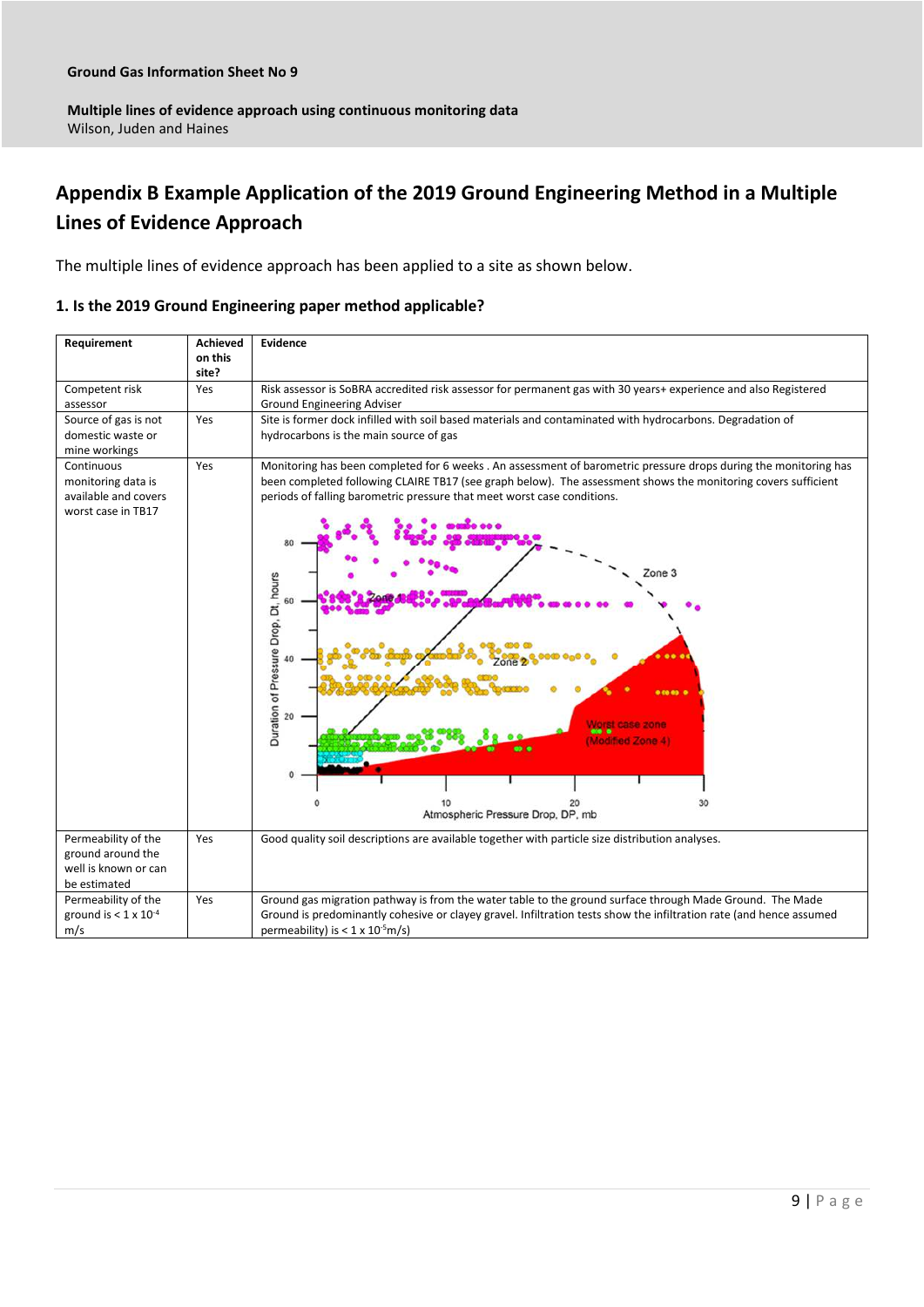## Appendix B Example Application of the 2019 Ground Engineering Method in a Multiple Lines of Evidence Approach

The multiple lines of evidence approach has been applied to a site as shown below.

### 1. Is the 2019 Ground Engineering paper method applicable?

| Requirement | Achieved on this site? | Evidence |
|---|---|---|
| Competent risk assessor | Yes | Risk assessor is SoBRA accredited risk assessor for permanent gas with 30 years+ experience and also Registered Ground Engineering Adviser |
| Source of gas is not domestic waste or mine workings | Yes | Site is former dock infilled with soil based materials and contaminated with hydrocarbons. Degradation of hydrocarbons is the main source of gas |
| Continuous monitoring data is available and covers worst case in TB17 | Yes | Monitoring has been completed for 6 weeks . An assessment of barometric pressure drops during the monitoring has been completed following CLAIRE TB17 (see graph below). The assessment shows the monitoring covers sufficient periods of falling barometric pressure that meet worst case conditions. |
| Permeability of the ground around the well is known or can be estimated | Yes | Good quality soil descriptions are available together with particle size distribution analyses. |
| Permeability of the ground is $< 1 \times 10^{-4}$ m/s | Yes | Ground gas migration pathway is from the water table to the ground surface through Made Ground. The Made Ground is predominantly cohesive or clayey gravel. Infiltration tests show the infiltration rate (and hence assumed permeability) is $< 1 \times 10^{-5}$m/s) |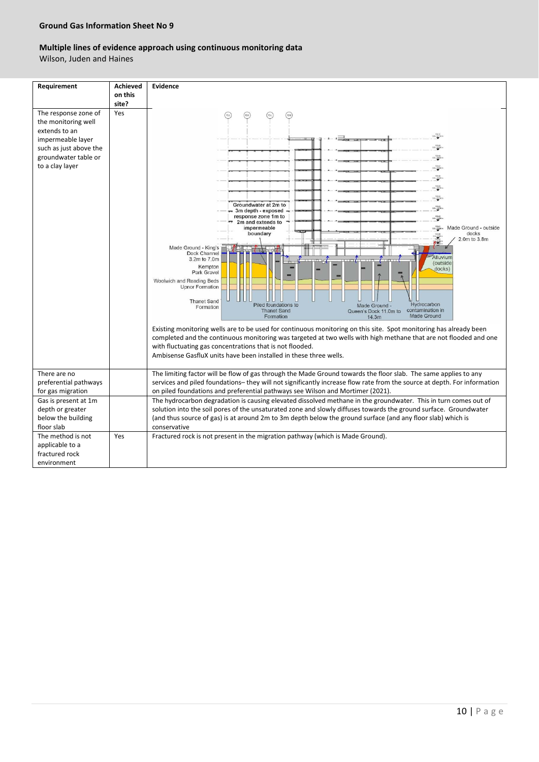**Ground Gas Information Sheet No 9**

**Multiple lines of evidence approach using continuous monitoring data**

Wilson, Juden and Haines

| Requirement | Achieved on this site? | Evidence |
|---|---|---|
| The response zone of the monitoring well extends to an impermeable layer such as just above the groundwater table or to a clay layer | Yes | Groundwater at 2m to 3m depth - exposed response zone 1m to 2m and extends to impermeable boundary. Made Ground - King's Dock Channel 3.2m to 7.0m. Kempton Park Gravel. Woolwich and Reading Beds Upnor Formation. Thanet Sand Formation. Piled foundations to Thanet Sand Formation. Made Ground - Queen's Dock 11.0m to 14.3m. Hydrocarbon contamination in Made Ground. Alluvium (outside docks). Made Ground - outside docks 2.0m to 3.8m. <br><br>Existing monitoring wells are to be used for continuous monitoring on this site. Spot monitoring has already been completed and the continuous monitoring was targeted at two wells with high methane that are not flooded and one with fluctuating gas concentrations that is not flooded.<br>Ambisense GasfluX units have been installed in these three wells. |
| There are no preferential pathways for gas migration | | The limiting factor will be flow of gas through the Made Ground towards the floor slab. The same applies to any services and piled foundations– they will not significantly increase flow rate from the source at depth. For information on piled foundations and preferential pathways see Wilson and Mortimer (2021). |
| Gas is present at 1m depth or greater below the building floor slab | | The hydrocarbon degradation is causing elevated dissolved methane in the groundwater. This in turn comes out of solution into the soil pores of the unsaturated zone and slowly diffuses towards the ground surface. Groundwater (and thus source of gas) is at around 2m to 3m depth below the ground surface (and any floor slab) which is conservative |
| The method is not applicable to a fractured rock environment | Yes | Fractured rock is not present in the migration pathway (which is Made Ground). |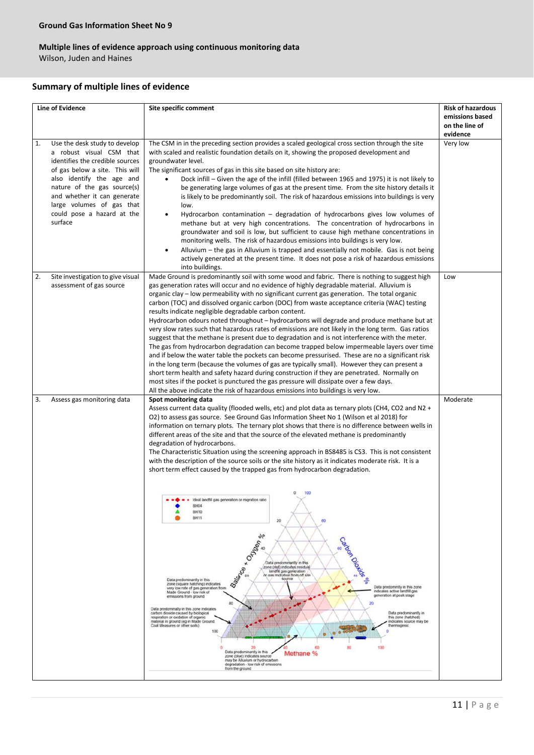**Ground Gas Information Sheet No 9**

**Multiple lines of evidence approach using continuous monitoring data**
Wilson, Juden and Haines

## Summary of multiple lines of evidence

| Line of Evidence | Site specific comment | Risk of hazardous emissions based on the line of evidence |
|---|---|---|
| 1. Use the desk study to develop a robust visual CSM that identifies the credible sources of gas below a site. This will also identify the age and nature of the gas source(s) and whether it can generate large volumes of gas that could pose a hazard at the surface | The CSM in in the preceding section provides a scaled geological cross section through the site with scaled and realistic foundation details on it, showing the proposed development and groundwater level. The significant sources of gas in this site based on site history are: <br>• Dock infill – Given the age of the infill (filled between 1965 and 1975) it is not likely to be generating large volumes of gas at the present time. From the site history details it is likely to be predominantly soil. The risk of hazardous emissions into buildings is very low. <br>• Hydrocarbon contamination – degradation of hydrocarbons gives low volumes of methane but at very high concentrations. The concentration of hydrocarbons in groundwater and soil is low, but sufficient to cause high methane concentrations in monitoring wells. The risk of hazardous emissions into buildings is very low. <br>• Alluvium – the gas in Alluvium is trapped and essentially not mobile. Gas is not being actively generated at the present time. It does not pose a risk of hazardous emissions into buildings. | Very low |
| 2. Site investigation to give visual assessment of gas source | Made Ground is predominantly soil with some wood and fabric. There is nothing to suggest high gas generation rates will occur and no evidence of highly degradable material. Alluvium is organic clay – low permeability with no significant current gas generation. The total organic carbon (TOC) and dissolved organic carbon (DOC) from waste acceptance criteria (WAC) testing results indicate negligible degradable carbon content. <br>Hydrocarbon odours noted throughout – hydrocarbons will degrade and produce methane but at very slow rates such that hazardous rates of emissions are not likely in the long term. Gas ratios suggest that the methane is present due to degradation and is not interference with the meter. <br>The gas from hydrocarbon degradation can become trapped below impermeable layers over time and if below the water table the pockets can become pressurised. These are no a significant risk in the long term (because the volumes of gas are typically small). However they can present a short term health and safety hazard during construction if they are penetrated. Normally on most sites if the pocket is punctured the gas pressure will dissipate over a few days. <br>All the above indicate the risk of hazardous emissions into buildings is very low. | Low |
| 3. Assess gas monitoring data | **Spot monitoring data** <br>Assess current data quality (flooded wells, etc) and plot data as ternary plots ($CH_4$, $CO_2$ and $N_2$ + $O_2$) to assess gas source. See Ground Gas Information Sheet No 1 (Wilson et al 2018) for information on ternary plots. The ternary plot shows that there is no difference between wells in different areas of the site and that the source of the elevated methane is predominantly degradation of hydrocarbons. <br>The Characteristic Situation using the screening approach in BS8485 is CS3. This is not consistent with the description of the source soils or the site history as it indicates moderate risk. It is a short term effect caused by the trapped gas from hydrocarbon degradation. | Moderate |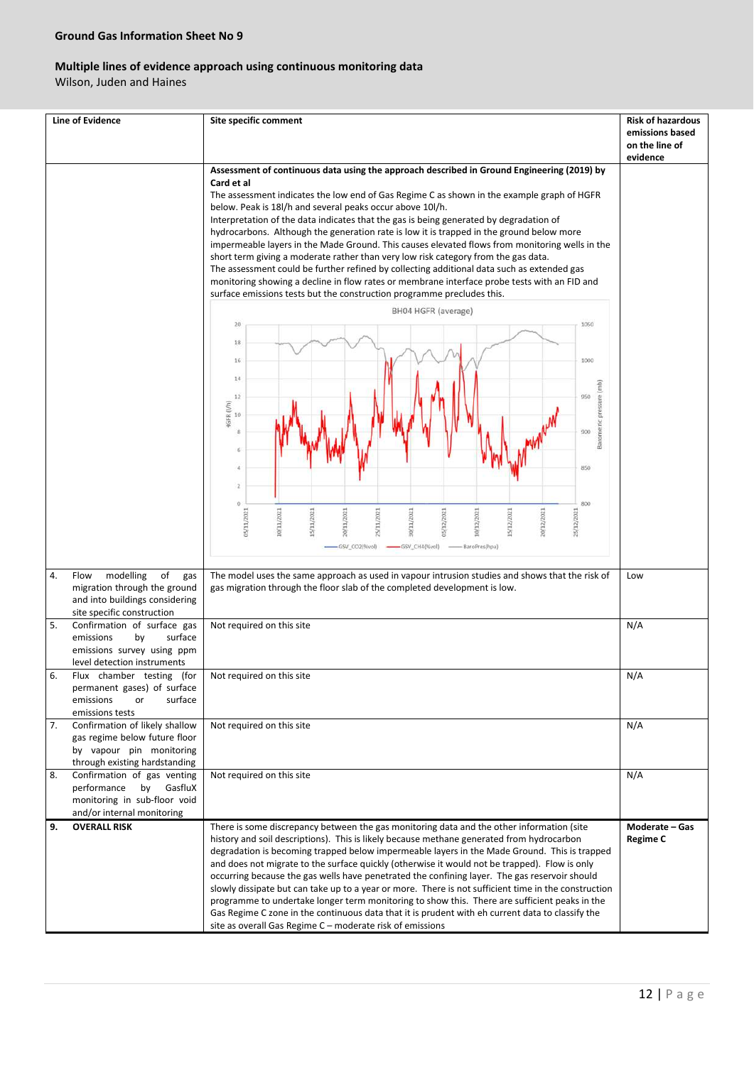## Ground Gas Information Sheet No 9

### Multiple lines of evidence approach using continuous monitoring data

Wilson, Juden and Haines

| Line of Evidence | Site specific comment | Risk of hazardous emissions based on the line of evidence |
|---|---|---|
| | **Assessment of continuous data using the approach described in Ground Engineering (2019) by Card et al** <br> The assessment indicates the low end of Gas Regime C as shown in the example graph of HGFR below. Peak is 18l/h and several peaks occur above 10l/h. <br> Interpretation of the data indicates that the gas is being generated by degradation of hydrocarbons. Although the generation rate is low it is trapped in the ground below more impermeable layers in the Made Ground. This causes elevated flows from monitoring wells in the short term giving a moderate rather than very low risk category from the gas data. <br> The assessment could be further refined by collecting additional data such as extended gas monitoring showing a decline in flow rates or membrane interface probe tests with an FID and surface emissions tests but the construction programme precludes this. <br> BH04 HGFR (average) <br> HGFR (l/h) 0 2 4 6 8 10 12 14 16 18 20 <br> Barometric pressure (mb) 800 850 900 950 1000 1050 <br> 05/11/2021 10/11/2021 15/11/2021 20/11/2021 25/11/2021 30/11/2021 05/12/2021 10/12/2021 15/12/2021 20/12/2021 25/12/2021 <br> GSV_CO2(%vol) GSV_CH4(%vol) BaroPres(hpa) | |
| 4. Flow modelling of gas migration through the ground and into buildings considering site specific construction | The model uses the same approach as used in vapour intrusion studies and shows that the risk of gas migration through the floor slab of the completed development is low. | Low |
| 5. Confirmation of surface gas emissions by surface emissions survey using ppm level detection instruments | Not required on this site | N/A |
| 6. Flux chamber testing (for permanent gases) of surface emissions or surface emissions tests | Not required on this site | N/A |
| 7. Confirmation of likely shallow gas regime below future floor by vapour pin monitoring through existing hardstanding | Not required on this site | N/A |
| 8. Confirmation of gas venting performance by GasfluX monitoring in sub-floor void and/or internal monitoring | Not required on this site | N/A |
| 9. **OVERALL RISK** | There is some discrepancy between the gas monitoring data and the other information (site history and soil descriptions). This is likely because methane generated from hydrocarbon degradation is becoming trapped below impermeable layers in the Made Ground. This is trapped and does not migrate to the surface quickly (otherwise it would not be trapped). Flow is only occurring because the gas wells have penetrated the confining layer. The gas reservoir should slowly dissipate but can take up to a year or more. There is not sufficient time in the construction programme to undertake longer term monitoring to show this. There are sufficient peaks in the Gas Regime C zone in the continuous data that it is prudent with eh current data to classify the site as overall Gas Regime C – moderate risk of emissions | **Moderate – Gas Regime C** |